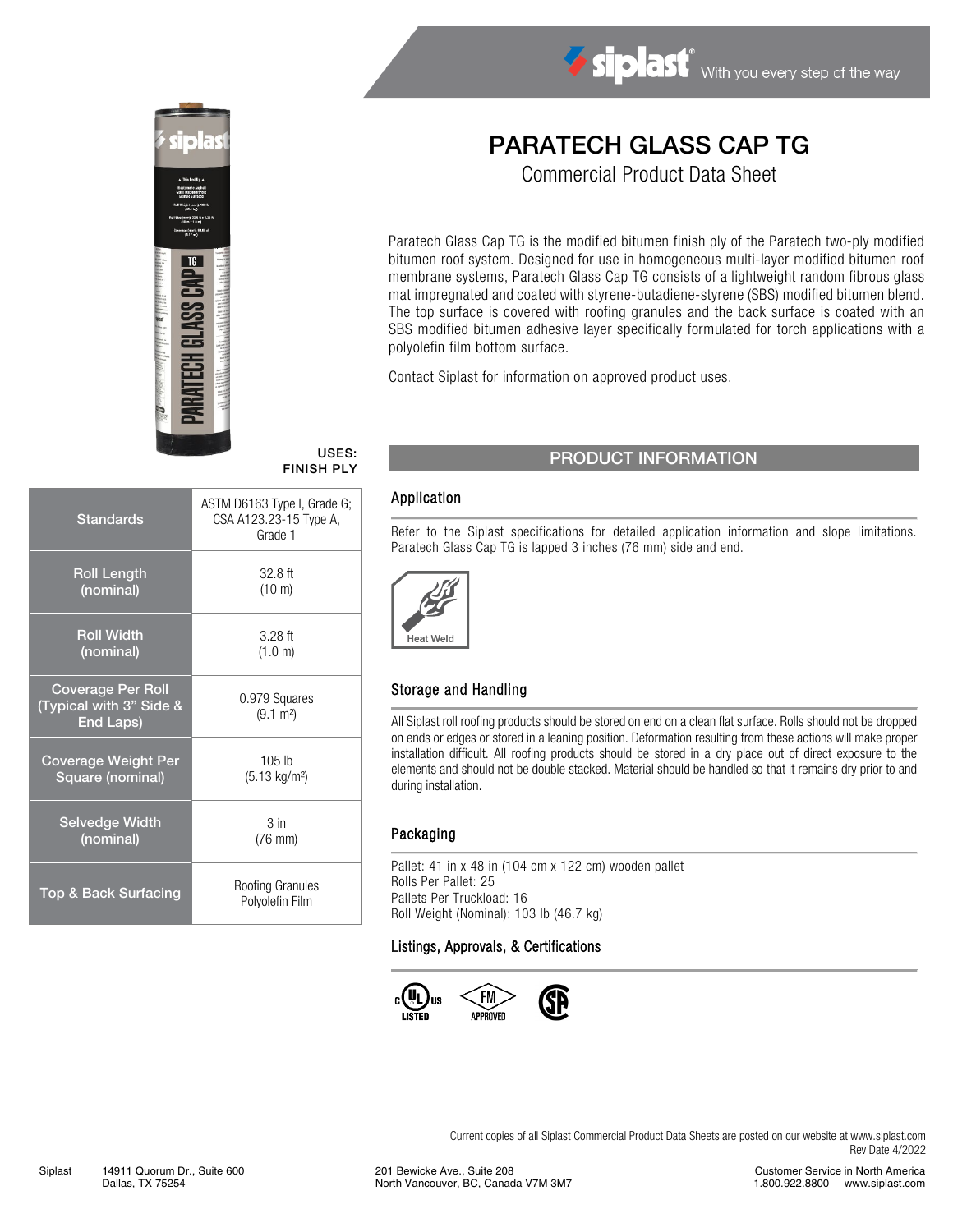# PARATECH GLASS CAP TG

## Commercial Product Data Sheet

Paratech Glass Cap TG is the modified bitumen finish ply of the Paratech two-ply modified bitumen roof system. Designed for use in homogeneous multi-layer modified bitumen roof membrane systems, Paratech Glass Cap TG consists of a lightweight random fibrous glass mat impregnated and coated with styrene-butadiene-styrene (SBS) modified bitumen blend. The top surface is covered with roofing granules and the back surface is coated with an SBS modified bitumen adhesive layer specifically formulated for torch applications with a polyolefin film bottom surface.

Contact Siplast for information on approved product uses.

**USES:**
**FINISH PLY**

| Property | Value |
|---|---|
| Standards | ASTM D6163 Type I, Grade G; CSA A123.23-15 Type A, Grade 1 |
| Roll Length (nominal) | 32.8 ft (10 m) |
| Roll Width (nominal) | 3.28 ft (1.0 m) |
| Coverage Per Roll (Typical with 3" Side & End Laps) | 0.979 Squares (9.1 m²) |
| Coverage Weight Per Square (nominal) | 105 lb (5.13 kg/m²) |
| Selvedge Width (nominal) | 3 in (76 mm) |
| Top & Back Surfacing | Roofing Granules Polyolefin Film |

## PRODUCT INFORMATION

### Application

Refer to the Siplast specifications for detailed application information and slope limitations. Paratech Glass Cap TG is lapped 3 inches (76 mm) side and end.

Heat Weld

### Storage and Handling

All Siplast roll roofing products should be stored on end on a clean flat surface. Rolls should not be dropped on ends or edges or stored in a leaning position. Deformation resulting from these actions will make proper installation difficult. All roofing products should be stored in a dry place out of direct exposure to the elements and should not be double stacked. Material should be handled so that it remains dry prior to and during installation.

### Packaging

Pallet: 41 in x 48 in (104 cm x 122 cm) wooden pallet
Rolls Per Pallet: 25
Pallets Per Truckload: 16
Roll Weight (Nominal): 103 lb (46.7 kg)

### Listings, Approvals, & Certifications

c UL us LISTED — FM APPROVED — CSA

Current copies of all Siplast Commercial Product Data Sheets are posted on our website at www.siplast.com
Rev Date 4/2022

Siplast 14911 Quorum Dr., Suite 600 Dallas, TX 75254 | 201 Bewicke Ave., Suite 208 North Vancouver, BC, Canada V7M 3M7 | Customer Service in North America 1.800.922.8800 www.siplast.com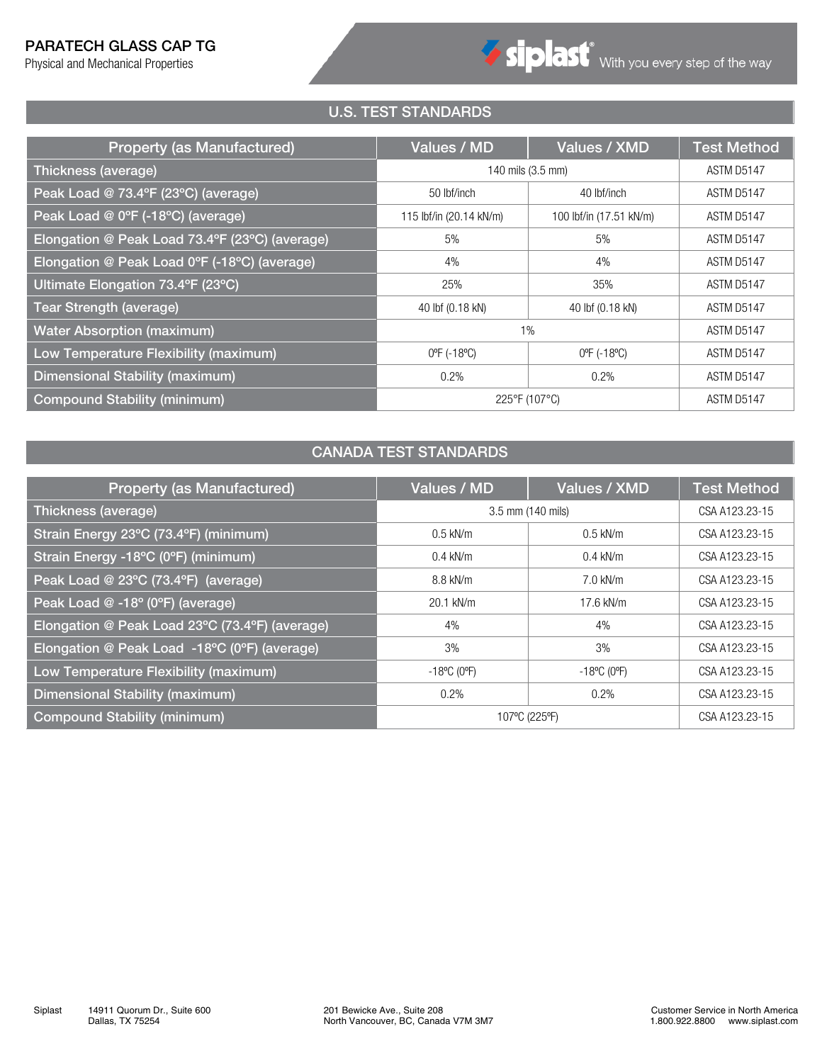# PARATECH GLASS CAP TG

Physical and Mechanical Properties

## U.S. TEST STANDARDS

| Property (as Manufactured) | Values / MD | Values / XMD | Test Method |
|---|---|---|---|
| Thickness (average) | 140 mils (3.5 mm) | | ASTM D5147 |
| Peak Load @ 73.4ºF (23ºC) (average) | 50 lbf/inch | 40 lbf/inch | ASTM D5147 |
| Peak Load @ 0ºF (-18ºC) (average) | 115 lbf/in (20.14 kN/m) | 100 lbf/in (17.51 kN/m) | ASTM D5147 |
| Elongation @ Peak Load 73.4ºF (23ºC) (average) | 5% | 5% | ASTM D5147 |
| Elongation @ Peak Load 0ºF (-18ºC) (average) | 4% | 4% | ASTM D5147 |
| Ultimate Elongation 73.4ºF (23ºC) | 25% | 35% | ASTM D5147 |
| Tear Strength (average) | 40 lbf (0.18 kN) | 40 lbf (0.18 kN) | ASTM D5147 |
| Water Absorption (maximum) | 1% | | ASTM D5147 |
| Low Temperature Flexibility (maximum) | 0ºF (-18ºC) | 0ºF (-18ºC) | ASTM D5147 |
| Dimensional Stability (maximum) | 0.2% | 0.2% | ASTM D5147 |
| Compound Stability (minimum) | 225°F (107°C) | | ASTM D5147 |

## CANADA TEST STANDARDS

| Property (as Manufactured) | Values / MD | Values / XMD | Test Method |
|---|---|---|---|
| Thickness (average) | 3.5 mm (140 mils) | | CSA A123.23-15 |
| Strain Energy 23ºC (73.4ºF) (minimum) | 0.5 kN/m | 0.5 kN/m | CSA A123.23-15 |
| Strain Energy -18ºC (0ºF) (minimum) | 0.4 kN/m | 0.4 kN/m | CSA A123.23-15 |
| Peak Load @ 23ºC (73.4ºF) (average) | 8.8 kN/m | 7.0 kN/m | CSA A123.23-15 |
| Peak Load @ -18º (0ºF) (average) | 20.1 kN/m | 17.6 kN/m | CSA A123.23-15 |
| Elongation @ Peak Load 23ºC (73.4ºF) (average) | 4% | 4% | CSA A123.23-15 |
| Elongation @ Peak Load -18ºC (0ºF) (average) | 3% | 3% | CSA A123.23-15 |
| Low Temperature Flexibility (maximum) | -18ºC (0ºF) | -18ºC (0ºF) | CSA A123.23-15 |
| Dimensional Stability (maximum) | 0.2% | 0.2% | CSA A123.23-15 |
| Compound Stability (minimum) | 107ºC (225ºF) | | CSA A123.23-15 |

Siplast 14911 Quorum Dr., Suite 600
Dallas, TX 75254

201 Bewicke Ave., Suite 208
North Vancouver, BC, Canada V7M 3M7

Customer Service in North America
1.800.922.8800 www.siplast.com